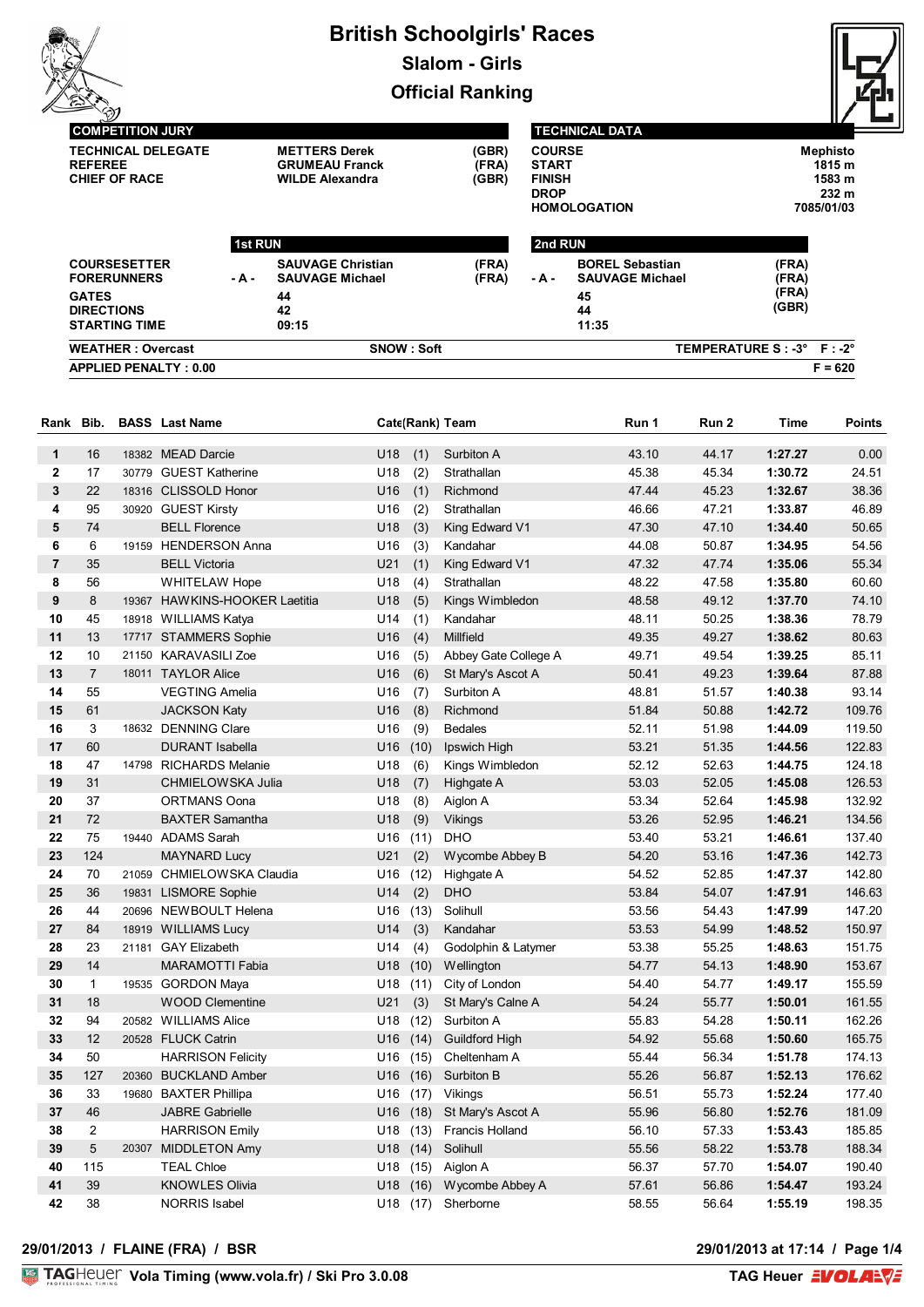# British Schoolgirls' Races

## Slalom - Girls

## Official Ranking

| COMPETITION JURY | | |
|---|---|---|
| TECHNICAL DELEGATE | METTERS Derek | (GBR) |
| REFEREE | GRUMEAU Franck | (FRA) |
| CHIEF OF RACE | WILDE Alexandra | (GBR) |

| TECHNICAL DATA | |
|---|---|
| COURSE | Mephisto |
| START | 1815 m |
| FINISH | 1583 m |
| DROP | 232 m |
| HOMOLOGATION | 7085/01/03 |

| | 1st RUN | | 2nd RUN | |
|---|---|---|---|---|
| COURSESETTER | SAUVAGE Christian | (FRA) | BOREL Sebastian | (FRA) |
| FORERUNNERS | - A - SAUVAGE Michael | (FRA) | - A - SAUVAGE Michael | (FRA) |
| | | | | (FRA) |
| | | | | (GBR) |
| GATES | 44 | | 45 | |
| DIRECTIONS | 42 | | 44 | |
| STARTING TIME | 09:15 | | 11:35 | |

WEATHER : Overcast    SNOW : Soft    TEMPERATURE S : -3°  F : -2°

APPLIED PENALTY : 0.00    F = 620

| Rank | Bib. | BASS | Last Name | Cat. | (Rank) | Team | Run 1 | Run 2 | Time | Points |
|---|---|---|---|---|---|---|---|---|---|---|
| 1 | 16 | 18382 | MEAD Darcie | U18 | (1) | Surbiton A | 43.10 | 44.17 | 1:27.27 | 0.00 |
| 2 | 17 | 30779 | GUEST Katherine | U18 | (2) | Strathallan | 45.38 | 45.34 | 1:30.72 | 24.51 |
| 3 | 22 | 18316 | CLISSOLD Honor | U16 | (1) | Richmond | 47.44 | 45.23 | 1:32.67 | 38.36 |
| 4 | 95 | 30920 | GUEST Kirsty | U16 | (2) | Strathallan | 46.66 | 47.21 | 1:33.87 | 46.89 |
| 5 | 74 | | BELL Florence | U18 | (3) | King Edward V1 | 47.30 | 47.10 | 1:34.40 | 50.65 |
| 6 | 6 | 19159 | HENDERSON Anna | U16 | (3) | Kandahar | 44.08 | 50.87 | 1:34.95 | 54.56 |
| 7 | 35 | | BELL Victoria | U21 | (1) | King Edward V1 | 47.32 | 47.74 | 1:35.06 | 55.34 |
| 8 | 56 | | WHITELAW Hope | U18 | (4) | Strathallan | 48.22 | 47.58 | 1:35.80 | 60.60 |
| 9 | 8 | 19367 | HAWKINS-HOOKER Laetitia | U18 | (5) | Kings Wimbledon | 48.58 | 49.12 | 1:37.70 | 74.10 |
| 10 | 45 | 18918 | WILLIAMS Katya | U14 | (1) | Kandahar | 48.11 | 50.25 | 1:38.36 | 78.79 |
| 11 | 13 | 17717 | STAMMERS Sophie | U16 | (4) | Millfield | 49.35 | 49.27 | 1:38.62 | 80.63 |
| 12 | 10 | 21150 | KARAVASILI Zoe | U16 | (5) | Abbey Gate College A | 49.71 | 49.54 | 1:39.25 | 85.11 |
| 13 | 7 | 18011 | TAYLOR Alice | U16 | (6) | St Mary's Ascot A | 50.41 | 49.23 | 1:39.64 | 87.88 |
| 14 | 55 | | VEGTING Amelia | U16 | (7) | Surbiton A | 48.81 | 51.57 | 1:40.38 | 93.14 |
| 15 | 61 | | JACKSON Katy | U16 | (8) | Richmond | 51.84 | 50.88 | 1:42.72 | 109.76 |
| 16 | 3 | 18632 | DENNING Clare | U16 | (9) | Bedales | 52.11 | 51.98 | 1:44.09 | 119.50 |
| 17 | 60 | | DURANT Isabella | U16 | (10) | Ipswich High | 53.21 | 51.35 | 1:44.56 | 122.83 |
| 18 | 47 | 14798 | RICHARDS Melanie | U18 | (6) | Kings Wimbledon | 52.12 | 52.63 | 1:44.75 | 124.18 |
| 19 | 31 | | CHMIELOWSKA Julia | U18 | (7) | Highgate A | 53.03 | 52.05 | 1:45.08 | 126.53 |
| 20 | 37 | | ORTMANS Oona | U18 | (8) | Aiglon A | 53.34 | 52.64 | 1:45.98 | 132.92 |
| 21 | 72 | | BAXTER Samantha | U18 | (9) | Vikings | 53.26 | 52.95 | 1:46.21 | 134.56 |
| 22 | 75 | 19440 | ADAMS Sarah | U16 | (11) | DHO | 53.40 | 53.21 | 1:46.61 | 137.40 |
| 23 | 124 | | MAYNARD Lucy | U21 | (2) | Wycombe Abbey B | 54.20 | 53.16 | 1:47.36 | 142.73 |
| 24 | 70 | 21059 | CHMIELOWSKA Claudia | U16 | (12) | Highgate A | 54.52 | 52.85 | 1:47.37 | 142.80 |
| 25 | 36 | 19831 | LISMORE Sophie | U14 | (2) | DHO | 53.84 | 54.07 | 1:47.91 | 146.63 |
| 26 | 44 | 20696 | NEWBOULT Helena | U16 | (13) | Solihull | 53.56 | 54.43 | 1:47.99 | 147.20 |
| 27 | 84 | 18919 | WILLIAMS Lucy | U14 | (3) | Kandahar | 53.53 | 54.99 | 1:48.52 | 150.97 |
| 28 | 23 | 21181 | GAY Elizabeth | U14 | (4) | Godolphin & Latymer | 53.38 | 55.25 | 1:48.63 | 151.75 |
| 29 | 14 | | MARAMOTTI Fabia | U18 | (10) | Wellington | 54.77 | 54.13 | 1:48.90 | 153.67 |
| 30 | 1 | 19535 | GORDON Maya | U18 | (11) | City of London | 54.40 | 54.77 | 1:49.17 | 155.59 |
| 31 | 18 | | WOOD Clementine | U21 | (3) | St Mary's Calne A | 54.24 | 55.77 | 1:50.01 | 161.55 |
| 32 | 94 | 20582 | WILLIAMS Alice | U18 | (12) | Surbiton A | 55.83 | 54.28 | 1:50.11 | 162.26 |
| 33 | 12 | 20528 | FLUCK Catrin | U16 | (14) | Guildford High | 54.92 | 55.68 | 1:50.60 | 165.75 |
| 34 | 50 | | HARRISON Felicity | U16 | (15) | Cheltenham A | 55.44 | 56.34 | 1:51.78 | 174.13 |
| 35 | 127 | 20360 | BUCKLAND Amber | U16 | (16) | Surbiton B | 55.26 | 56.87 | 1:52.13 | 176.62 |
| 36 | 33 | 19680 | BAXTER Phillipa | U16 | (17) | Vikings | 56.51 | 55.73 | 1:52.24 | 177.40 |
| 37 | 46 | | JABRE Gabrielle | U16 | (18) | St Mary's Ascot A | 55.96 | 56.80 | 1:52.76 | 181.09 |
| 38 | 2 | | HARRISON Emily | U18 | (13) | Francis Holland | 56.10 | 57.33 | 1:53.43 | 185.85 |
| 39 | 5 | 20307 | MIDDLETON Amy | U18 | (14) | Solihull | 55.56 | 58.22 | 1:53.78 | 188.34 |
| 40 | 115 | | TEAL Chloe | U18 | (15) | Aiglon A | 56.37 | 57.70 | 1:54.07 | 190.40 |
| 41 | 39 | | KNOWLES Olivia | U18 | (16) | Wycombe Abbey A | 57.61 | 56.86 | 1:54.47 | 193.24 |
| 42 | 38 | | NORRIS Isabel | U18 | (17) | Sherborne | 58.55 | 56.64 | 1:55.19 | 198.35 |

29/01/2013 / FLAINE (FRA) / BSR    29/01/2013 at 17:14

TAGHeuer Vola Timing (www.vola.fr) / Ski Pro 3.0.08    TAG Heuer VOLA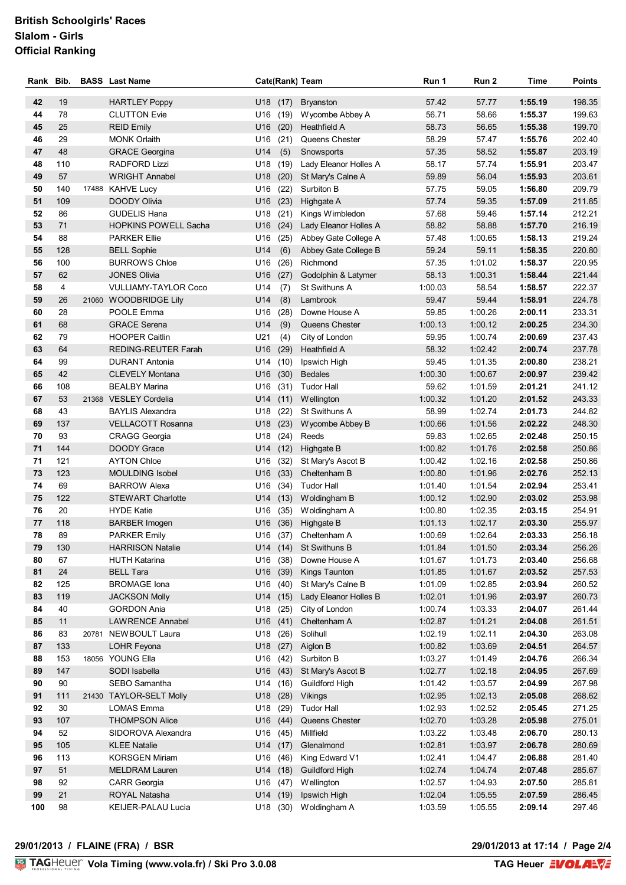# British Schoolgirls' Races
## Slalom - Girls
## Official Ranking

| Rank | Bib. | BASS | Last Name | Cate | (Rank) | Team | Run 1 | Run 2 | Time | Points |
|---|---|---|---|---|---|---|---|---|---|---|
| 42 | 19 | | HARTLEY Poppy | U18 | (17) | Bryanston | 57.42 | 57.77 | **1:55.19** | 198.35 |
| 44 | 78 | | CLUTTON Evie | U16 | (19) | Wycombe Abbey A | 56.71 | 58.66 | **1:55.37** | 199.63 |
| 45 | 25 | | REID Emily | U16 | (20) | Heathfield A | 58.73 | 56.65 | **1:55.38** | 199.70 |
| 46 | 29 | | MONK Orlaith | U16 | (21) | Queens Chester | 58.29 | 57.47 | **1:55.76** | 202.40 |
| 47 | 48 | | GRACE Georgina | U14 | (5) | Snowsports | 57.35 | 58.52 | **1:55.87** | 203.19 |
| 48 | 110 | | RADFORD Lizzi | U18 | (19) | Lady Eleanor Holles A | 58.17 | 57.74 | **1:55.91** | 203.47 |
| 49 | 57 | | WRIGHT Annabel | U18 | (20) | St Mary's Calne A | 59.89 | 56.04 | **1:55.93** | 203.61 |
| 50 | 140 | 17488 | KAHVE Lucy | U16 | (22) | Surbiton B | 57.75 | 59.05 | **1:56.80** | 209.79 |
| 51 | 109 | | DOODY Olivia | U16 | (23) | Highgate A | 57.74 | 59.35 | **1:57.09** | 211.85 |
| 52 | 86 | | GUDELIS Hana | U18 | (21) | Kings Wimbledon | 57.68 | 59.46 | **1:57.14** | 212.21 |
| 53 | 71 | | HOPKINS POWELL Sacha | U16 | (24) | Lady Eleanor Holles A | 58.82 | 58.88 | **1:57.70** | 216.19 |
| 54 | 88 | | PARKER Ellie | U16 | (25) | Abbey Gate College A | 57.48 | 1:00.65 | **1:58.13** | 219.24 |
| 55 | 128 | | BELL Sophie | U14 | (6) | Abbey Gate College B | 59.24 | 59.11 | **1:58.35** | 220.80 |
| 56 | 100 | | BURROWS Chloe | U16 | (26) | Richmond | 57.35 | 1:01.02 | **1:58.37** | 220.95 |
| 57 | 62 | | JONES Olivia | U16 | (27) | Godolphin & Latymer | 58.13 | 1:00.31 | **1:58.44** | 221.44 |
| 58 | 4 | | VULLIAMY-TAYLOR Coco | U14 | (7) | St Swithuns A | 1:00.03 | 58.54 | **1:58.57** | 222.37 |
| 59 | 26 | 21060 | WOODBRIDGE Lily | U14 | (8) | Lambrook | 59.47 | 59.44 | **1:58.91** | 224.78 |
| 60 | 28 | | POOLE Emma | U16 | (28) | Downe House A | 59.85 | 1:00.26 | **2:00.11** | 233.31 |
| 61 | 68 | | GRACE Serena | U14 | (9) | Queens Chester | 1:00.13 | 1:00.12 | **2:00.25** | 234.30 |
| 62 | 79 | | HOOPER Caitlin | U21 | (4) | City of London | 59.95 | 1:00.74 | **2:00.69** | 237.43 |
| 63 | 64 | | REDING-REUTER Farah | U16 | (29) | Heathfield A | 58.32 | 1:02.42 | **2:00.74** | 237.78 |
| 64 | 99 | | DURANT Antonia | U14 | (10) | Ipswich High | 59.45 | 1:01.35 | **2:00.80** | 238.21 |
| 65 | 42 | | CLEVELY Montana | U16 | (30) | Bedales | 1:00.30 | 1:00.67 | **2:00.97** | 239.42 |
| 66 | 108 | | BEALBY Marina | U16 | (31) | Tudor Hall | 59.62 | 1:01.59 | **2:01.21** | 241.12 |
| 67 | 53 | 21368 | VESLEY Cordelia | U14 | (11) | Wellington | 1:00.32 | 1:01.20 | **2:01.52** | 243.33 |
| 68 | 43 | | BAYLIS Alexandra | U18 | (22) | St Swithuns A | 58.99 | 1:02.74 | **2:01.73** | 244.82 |
| 69 | 137 | | VELLACOTT Rosanna | U18 | (23) | Wycombe Abbey B | 1:00.66 | 1:01.56 | **2:02.22** | 248.30 |
| 70 | 93 | | CRAGG Georgia | U18 | (24) | Reeds | 59.83 | 1:02.65 | **2:02.48** | 250.15 |
| 71 | 144 | | DOODY Grace | U14 | (12) | Highgate B | 1:00.82 | 1:01.76 | **2:02.58** | 250.86 |
| 71 | 121 | | AYTON Chloe | U16 | (32) | St Mary's Ascot B | 1:00.42 | 1:02.16 | **2:02.58** | 250.86 |
| 73 | 123 | | MOULDING Isobel | U16 | (33) | Cheltenham B | 1:00.80 | 1:01.96 | **2:02.76** | 252.13 |
| 74 | 69 | | BARROW Alexa | U16 | (34) | Tudor Hall | 1:01.40 | 1:01.54 | **2:02.94** | 253.41 |
| 75 | 122 | | STEWART Charlotte | U14 | (13) | Woldingham B | 1:00.12 | 1:02.90 | **2:03.02** | 253.98 |
| 76 | 20 | | HYDE Katie | U16 | (35) | Woldingham A | 1:00.80 | 1:02.35 | **2:03.15** | 254.91 |
| 77 | 118 | | BARBER Imogen | U16 | (36) | Highgate B | 1:01.13 | 1:02.17 | **2:03.30** | 255.97 |
| 78 | 89 | | PARKER Emily | U16 | (37) | Cheltenham A | 1:00.69 | 1:02.64 | **2:03.33** | 256.18 |
| 79 | 130 | | HARRISON Natalie | U14 | (14) | St Swithuns B | 1:01.84 | 1:01.50 | **2:03.34** | 256.26 |
| 80 | 67 | | HUTH Katarina | U16 | (38) | Downe House A | 1:01.67 | 1:01.73 | **2:03.40** | 256.68 |
| 81 | 24 | | BELL Tara | U16 | (39) | Kings Taunton | 1:01.85 | 1:01.67 | **2:03.52** | 257.53 |
| 82 | 125 | | BROMAGE Iona | U16 | (40) | St Mary's Calne B | 1:01.09 | 1:02.85 | **2:03.94** | 260.52 |
| 83 | 119 | | JACKSON Molly | U14 | (15) | Lady Eleanor Holles B | 1:02.01 | 1:01.96 | **2:03.97** | 260.73 |
| 84 | 40 | | GORDON Ania | U18 | (25) | City of London | 1:00.74 | 1:03.33 | **2:04.07** | 261.44 |
| 85 | 11 | | LAWRENCE Annabel | U16 | (41) | Cheltenham A | 1:02.87 | 1:01.21 | **2:04.08** | 261.51 |
| 86 | 83 | 20781 | NEWBOULT Laura | U18 | (26) | Solihull | 1:02.19 | 1:02.11 | **2:04.30** | 263.08 |
| 87 | 133 | | LOHR Feyona | U18 | (27) | Aiglon B | 1:00.82 | 1:03.69 | **2:04.51** | 264.57 |
| 88 | 153 | 18056 | YOUNG Ella | U16 | (42) | Surbiton B | 1:03.27 | 1:01.49 | **2:04.76** | 266.34 |
| 89 | 147 | | SODI Isabella | U16 | (43) | St Mary's Ascot B | 1:02.77 | 1:02.18 | **2:04.95** | 267.69 |
| 90 | 90 | | SEBO Samantha | U14 | (16) | Guildford High | 1:01.42 | 1:03.57 | **2:04.99** | 267.98 |
| 91 | 111 | 21430 | TAYLOR-SELT Molly | U18 | (28) | Vikings | 1:02.95 | 1:02.13 | **2:05.08** | 268.62 |
| 92 | 30 | | LOMAS Emma | U18 | (29) | Tudor Hall | 1:02.93 | 1:02.52 | **2:05.45** | 271.25 |
| 93 | 107 | | THOMPSON Alice | U16 | (44) | Queens Chester | 1:02.70 | 1:03.28 | **2:05.98** | 275.01 |
| 94 | 52 | | SIDOROVA Alexandra | U16 | (45) | Millfield | 1:03.22 | 1:03.48 | **2:06.70** | 280.13 |
| 95 | 105 | | KLEE Natalie | U14 | (17) | Glenalmond | 1:02.81 | 1:03.97 | **2:06.78** | 280.69 |
| 96 | 113 | | KORSGEN Miriam | U16 | (46) | King Edward V1 | 1:02.41 | 1:04.47 | **2:06.88** | 281.40 |
| 97 | 51 | | MELDRAM Lauren | U14 | (18) | Guildford High | 1:02.74 | 1:04.74 | **2:07.48** | 285.67 |
| 98 | 92 | | CARR Georgia | U16 | (47) | Wellington | 1:02.57 | 1:04.93 | **2:07.50** | 285.81 |
| 99 | 21 | | ROYAL Natasha | U14 | (19) | Ipswich High | 1:02.04 | 1:05.55 | **2:07.59** | 286.45 |
| 100 | 98 | | KEIJER-PALAU Lucia | U18 | (30) | Woldingham A | 1:03.59 | 1:05.55 | **2:09.14** | 297.46 |

**29/01/2013 / FLAINE (FRA) / BSR** **29/01/2013 at 17:14**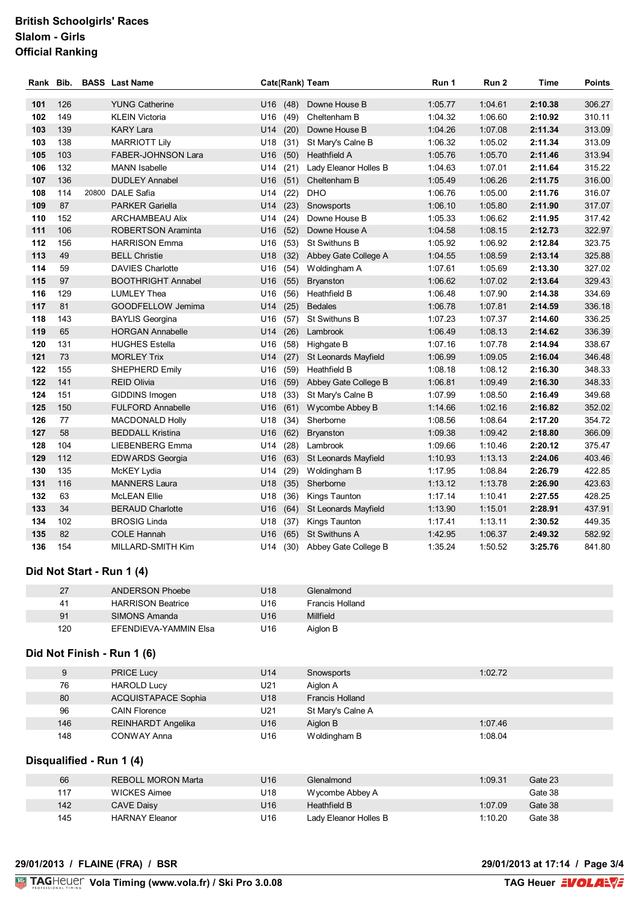**British Schoolgirls' Races**
**Slalom - Girls**
**Official Ranking**

| Rank | Bib. | BASS | Last Name | Cate | (Rank) | Team | Run 1 | Run 2 | Time | Points |
|---|---|---|---|---|---|---|---|---|---|---|
| **101** | 126 | | YUNG Catherine | U16 | (48) | Downe House B | 1:05.77 | 1:04.61 | **2:10.38** | 306.27 |
| **102** | 149 | | KLEIN Victoria | U16 | (49) | Cheltenham B | 1:04.32 | 1:06.60 | **2:10.92** | 310.11 |
| **103** | 139 | | KARY Lara | U14 | (20) | Downe House B | 1:04.26 | 1:07.08 | **2:11.34** | 313.09 |
| **103** | 138 | | MARRIOTT Lily | U18 | (31) | St Mary's Calne B | 1:06.32 | 1:05.02 | **2:11.34** | 313.09 |
| **105** | 103 | | FABER-JOHNSON Lara | U16 | (50) | Heathfield A | 1:05.76 | 1:05.70 | **2:11.46** | 313.94 |
| **106** | 132 | | MANN Isabelle | U14 | (21) | Lady Eleanor Holles B | 1:04.63 | 1:07.01 | **2:11.64** | 315.22 |
| **107** | 136 | | DUDLEY Annabel | U16 | (51) | Cheltenham B | 1:05.49 | 1:06.26 | **2:11.75** | 316.00 |
| **108** | 114 | 20800 | DALE Safia | U14 | (22) | DHO | 1:06.76 | 1:05.00 | **2:11.76** | 316.07 |
| **109** | 87 | | PARKER Gariella | U14 | (23) | Snowsports | 1:06.10 | 1:05.80 | **2:11.90** | 317.07 |
| **110** | 152 | | ARCHAMBEAU Alix | U14 | (24) | Downe House B | 1:05.33 | 1:06.62 | **2:11.95** | 317.42 |
| **111** | 106 | | ROBERTSON Araminta | U16 | (52) | Downe House A | 1:04.58 | 1:08.15 | **2:12.73** | 322.97 |
| **112** | 156 | | HARRISON Emma | U16 | (53) | St Swithuns B | 1:05.92 | 1:06.92 | **2:12.84** | 323.75 |
| **113** | 49 | | BELL Christie | U18 | (32) | Abbey Gate College A | 1:04.55 | 1:08.59 | **2:13.14** | 325.88 |
| **114** | 59 | | DAVIES Charlotte | U16 | (54) | Woldingham A | 1:07.61 | 1:05.69 | **2:13.30** | 327.02 |
| **115** | 97 | | BOOTHRIGHT Annabel | U16 | (55) | Bryanston | 1:06.62 | 1:07.02 | **2:13.64** | 329.43 |
| **116** | 129 | | LUMLEY Thea | U16 | (56) | Heathfield B | 1:06.48 | 1:07.90 | **2:14.38** | 334.69 |
| **117** | 81 | | GOODFELLOW Jemima | U14 | (25) | Bedales | 1:06.78 | 1:07.81 | **2:14.59** | 336.18 |
| **118** | 143 | | BAYLIS Georgina | U16 | (57) | St Swithuns B | 1:07.23 | 1:07.37 | **2:14.60** | 336.25 |
| **119** | 65 | | HORGAN Annabelle | U14 | (26) | Lambrook | 1:06.49 | 1:08.13 | **2:14.62** | 336.39 |
| **120** | 131 | | HUGHES Estella | U16 | (58) | Highgate B | 1:07.16 | 1:07.78 | **2:14.94** | 338.67 |
| **121** | 73 | | MORLEY Trix | U14 | (27) | St Leonards Mayfield | 1:06.99 | 1:09.05 | **2:16.04** | 346.48 |
| **122** | 155 | | SHEPHERD Emily | U16 | (59) | Heathfield B | 1:08.18 | 1:08.12 | **2:16.30** | 348.33 |
| **122** | 141 | | REID Olivia | U16 | (59) | Abbey Gate College B | 1:06.81 | 1:09.49 | **2:16.30** | 348.33 |
| **124** | 151 | | GIDDINS Imogen | U18 | (33) | St Mary's Calne B | 1:07.99 | 1:08.50 | **2:16.49** | 349.68 |
| **125** | 150 | | FULFORD Annabelle | U16 | (61) | Wycombe Abbey B | 1:14.66 | 1:02.16 | **2:16.82** | 352.02 |
| **126** | 77 | | MACDONALD Holly | U18 | (34) | Sherborne | 1:08.56 | 1:08.64 | **2:17.20** | 354.72 |
| **127** | 58 | | BEDDALL Kristina | U16 | (62) | Bryanston | 1:09.38 | 1:09.42 | **2:18.80** | 366.09 |
| **128** | 104 | | LIEBENBERG Emma | U14 | (28) | Lambrook | 1:09.66 | 1:10.46 | **2:20.12** | 375.47 |
| **129** | 112 | | EDWARDS Georgia | U16 | (63) | St Leonards Mayfield | 1:10.93 | 1:13.13 | **2:24.06** | 403.46 |
| **130** | 135 | | McKEY Lydia | U14 | (29) | Woldingham B | 1:17.95 | 1:08.84 | **2:26.79** | 422.85 |
| **131** | 116 | | MANNERS Laura | U18 | (35) | Sherborne | 1:13.12 | 1:13.78 | **2:26.90** | 423.63 |
| **132** | 63 | | McLEAN Ellie | U18 | (36) | Kings Taunton | 1:17.14 | 1:10.41 | **2:27.55** | 428.25 |
| **133** | 34 | | BERAUD Charlotte | U16 | (64) | St Leonards Mayfield | 1:13.90 | 1:15.01 | **2:28.91** | 437.91 |
| **134** | 102 | | BROSIG Linda | U18 | (37) | Kings Taunton | 1:17.41 | 1:13.11 | **2:30.52** | 449.35 |
| **135** | 82 | | COLE Hannah | U16 | (65) | St Swithuns A | 1:42.95 | 1:06.37 | **2:49.32** | 582.92 |
| **136** | 154 | | MILLARD-SMITH Kim | U14 | (30) | Abbey Gate College B | 1:35.24 | 1:50.52 | **3:25.76** | 841.80 |

## Did Not Start - Run 1 (4)

| Bib. | Last Name | Cate | Team |
|---|---|---|---|
| 27 | ANDERSON Phoebe | U18 | Glenalmond |
| 41 | HARRISON Beatrice | U16 | Francis Holland |
| 91 | SIMONS Amanda | U16 | Millfield |
| 120 | EFENDIEVA-YAMMIN Elsa | U16 | Aiglon B |

## Did Not Finish - Run 1 (6)

| Bib. | Last Name | Cate | Team | Run 2 |
|---|---|---|---|---|
| 9 | PRICE Lucy | U14 | Snowsports | 1:02.72 |
| 76 | HAROLD Lucy | U21 | Aiglon A | |
| 80 | ACQUISTAPACE Sophia | U18 | Francis Holland | |
| 96 | CAIN Florence | U21 | St Mary's Calne A | |
| 146 | REINHARDT Angelika | U16 | Aiglon B | 1:07.46 |
| 148 | CONWAY Anna | U16 | Woldingham B | 1:08.04 |

## Disqualified - Run 1 (4)

| Bib. | Last Name | Cate | Team | Run 2 | Gate |
|---|---|---|---|---|---|
| 66 | REBOLL MORON Marta | U16 | Glenalmond | 1:09.31 | Gate 23 |
| 117 | WICKES Aimee | U18 | Wycombe Abbey A | | Gate 38 |
| 142 | CAVE Daisy | U16 | Heathfield B | 1:07.09 | Gate 38 |
| 145 | HARNAY Eleanor | U16 | Lady Eleanor Holles B | 1:10.20 | Gate 38 |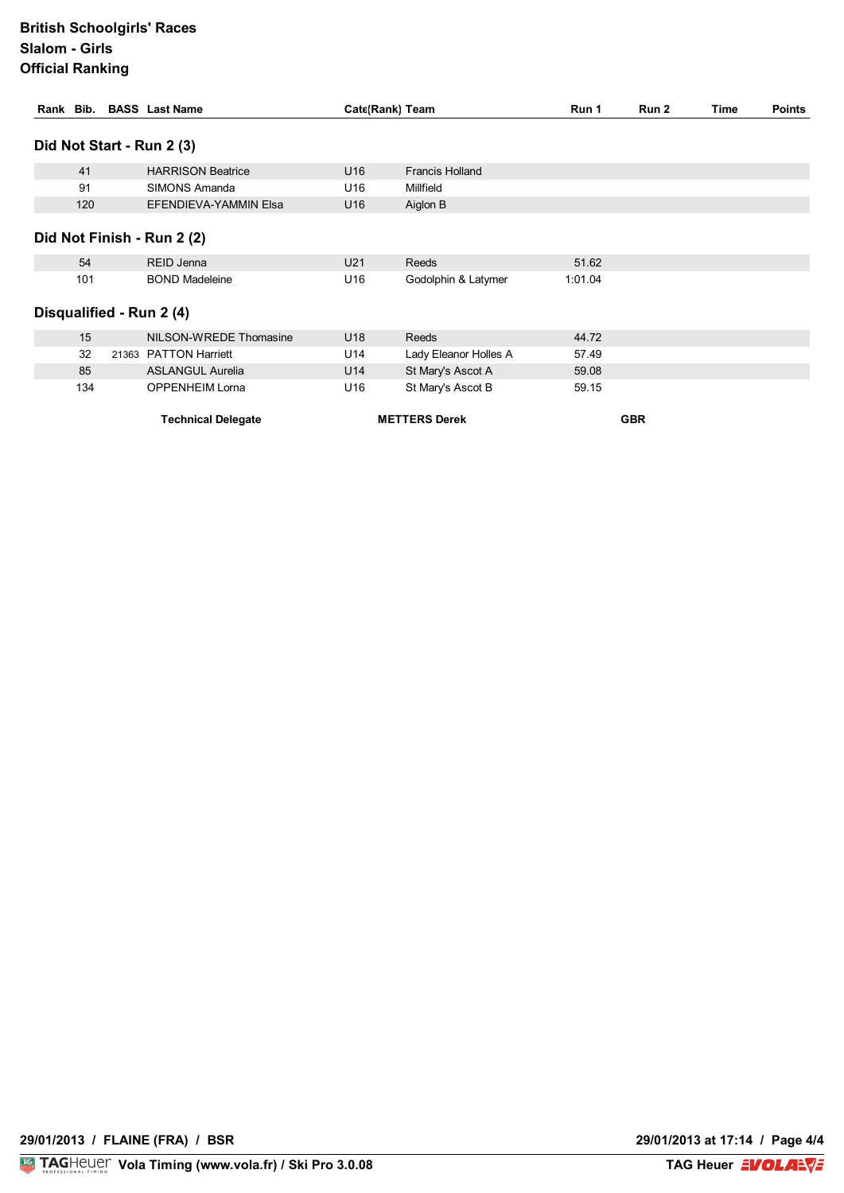**British Schoolgirls' Races**
**Slalom - Girls**
**Official Ranking**

| Rank | Bib. | BASS | Last Name | Cate(Rank) | Team | Run 1 | Run 2 | Time | Points |
|---|---|---|---|---|---|---|---|---|---|
| **Did Not Start - Run 2 (3)** | | | | | | | | | |
| | 41 | | HARRISON Beatrice | U16 | Francis Holland | | | | |
| | 91 | | SIMONS Amanda | U16 | Millfield | | | | |
| | 120 | | EFENDIEVA-YAMMIN Elsa | U16 | Aiglon B | | | | |
| **Did Not Finish - Run 2 (2)** | | | | | | | | | |
| | 54 | | REID Jenna | U21 | Reeds | 51.62 | | | |
| | 101 | | BOND Madeleine | U16 | Godolphin & Latymer | 1:01.04 | | | |
| **Disqualified - Run 2 (4)** | | | | | | | | | |
| | 15 | | NILSON-WREDE Thomasine | U18 | Reeds | 44.72 | | | |
| | 32 | 21363 | PATTON Harriett | U14 | Lady Eleanor Holles A | 57.49 | | | |
| | 85 | | ASLANGUL Aurelia | U14 | St Mary's Ascot A | 59.08 | | | |
| | 134 | | OPPENHEIM Lorna | U16 | St Mary's Ascot B | 59.15 | | | |

**Technical Delegate** **METTERS Derek** **GBR**

**29/01/2013 / FLAINE (FRA) / BSR**

**29/01/2013 at 17:14**

**Vola Timing (www.vola.fr) / Ski Pro 3.0.08**

**TAG Heuer**